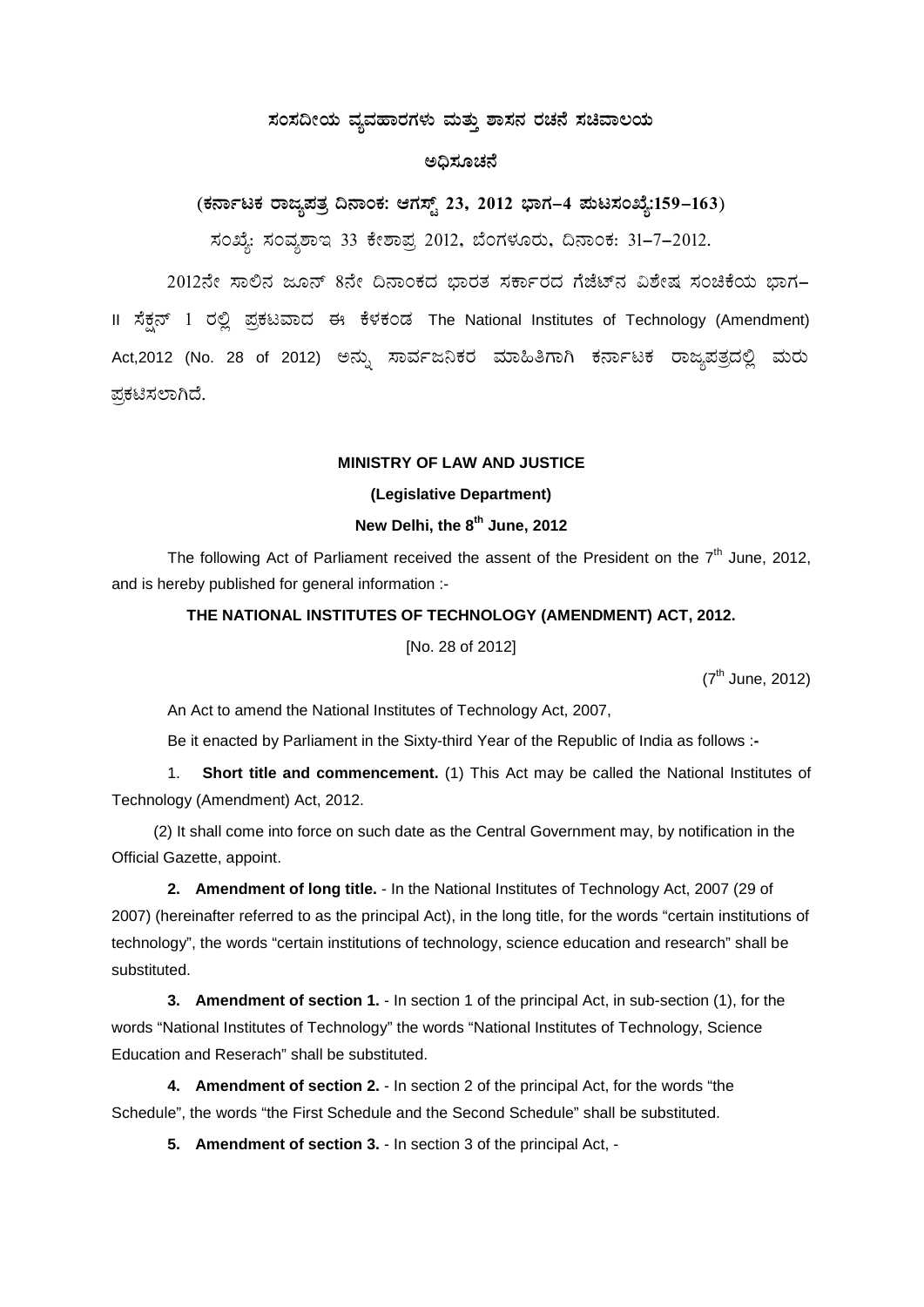# ಸಂಸದೀಯ ವ್ಯವಹಾರಗಳು ಮತ್ತು ಶಾಸನ ರಚನೆ ಸಚಿವಾಲಯ

## ಅಧಿಸೂಚನೆ

**(ಕರ್ನಾಟಕ ರಾಜ್ಯಪತ್ರ ದಿನಾಂಕ: ಆಗಸ್ಟ್ 23, 2012 ಭಾಗ–4 ಪುಟಸಂಖ್ಯೆ:159–163)**

ಸಂಖ್ಯೆ: ಸಂವ್ಯಶಾಇ 33 ಕೇಶಾಪ್ರ 2012, ಬೆಂಗಳೂರು, ದಿನಾಂಕ: 31–7–2012.

2012ನೇ ಸಾಲಿನ ಜೂನ್ 8ನೇ ದಿನಾಂಕದ ಭಾರತ ಸರ್ಕಾರದ ಗೆಜೆಟ್‌ನ ವಿಶೇಷ ಸಂಚಿಕೆಯ ಭಾಗ–II ಸೆಕ್ಷನ್ 1 ರಲ್ಲಿ ಪ್ರಕಟವಾದ ಈ ಕೆಳಕಂಡ The National Institutes of Technology (Amendment) Act,2012 (No. 28 of 2012) ಅನ್ನು ಸಾರ್ವಜನಿಕರ ಮಾಹಿತಿಗಾಗಿ ಕರ್ನಾಟಕ ರಾಜ್ಯಪತ್ರದಲ್ಲಿ ಮರು ಪ್ರಕಟಿಸಲಾಗಿದೆ.

**MINISTRY OF LAW AND JUSTICE**

**(Legislative Department)**

**New Delhi, the 8th June, 2012**

The following Act of Parliament received the assent of the President on the 7th June, 2012, and is hereby published for general information :-

**THE NATIONAL INSTITUTES OF TECHNOLOGY (AMENDMENT) ACT, 2012.**

[No. 28 of 2012]

(7th June, 2012)

An Act to amend the National Institutes of Technology Act, 2007,

Be it enacted by Parliament in the Sixty-third Year of the Republic of India as follows :-

1. **Short title and commencement.** (1) This Act may be called the National Institutes of Technology (Amendment) Act, 2012.

(2) It shall come into force on such date as the Central Government may, by notification in the Official Gazette, appoint.

**2. Amendment of long title.** - In the National Institutes of Technology Act, 2007 (29 of 2007) (hereinafter referred to as the principal Act), in the long title, for the words "certain institutions of technology", the words "certain institutions of technology, science education and research" shall be substituted.

**3. Amendment of section 1.** - In section 1 of the principal Act, in sub-section (1), for the words "National Institutes of Technology" the words "National Institutes of Technology, Science Education and Reserach" shall be substituted.

**4. Amendment of section 2.** - In section 2 of the principal Act, for the words "the Schedule", the words "the First Schedule and the Second Schedule" shall be substituted.

**5. Amendment of section 3.** - In section 3 of the principal Act, -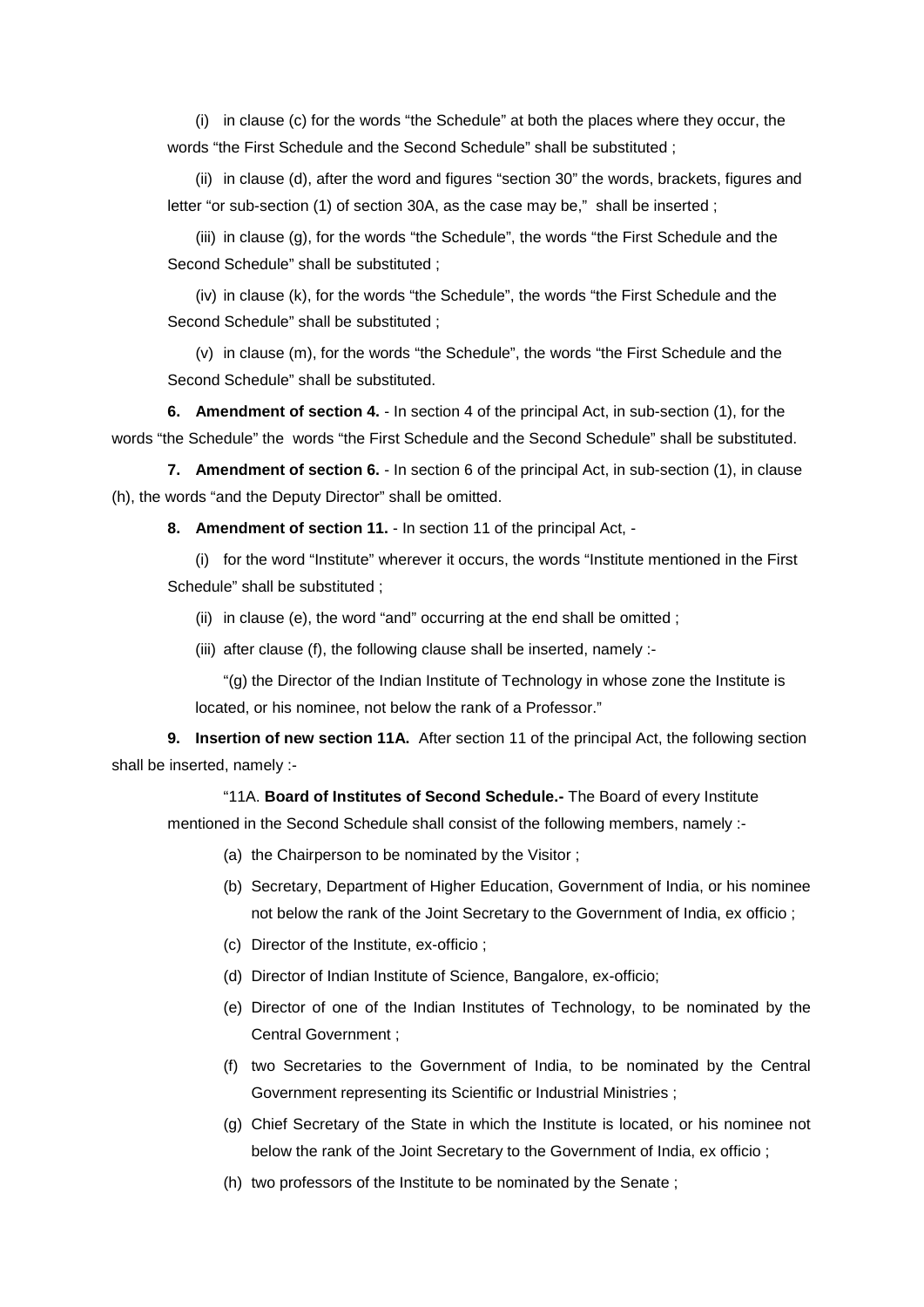(i) in clause (c) for the words "the Schedule" at both the places where they occur, the words "the First Schedule and the Second Schedule" shall be substituted ;

(ii) in clause (d), after the word and figures "section 30" the words, brackets, figures and letter "or sub-section (1) of section 30A, as the case may be," shall be inserted ;

(iii) in clause (g), for the words "the Schedule", the words "the First Schedule and the Second Schedule" shall be substituted ;

(iv) in clause (k), for the words "the Schedule", the words "the First Schedule and the Second Schedule" shall be substituted ;

(v) in clause (m), for the words "the Schedule", the words "the First Schedule and the Second Schedule" shall be substituted.

**6. Amendment of section 4.** - In section 4 of the principal Act, in sub-section (1), for the words "the Schedule" the words "the First Schedule and the Second Schedule" shall be substituted.

**7. Amendment of section 6.** - In section 6 of the principal Act, in sub-section (1), in clause (h), the words "and the Deputy Director" shall be omitted.

**8. Amendment of section 11.** - In section 11 of the principal Act, -

(i) for the word "Institute" wherever it occurs, the words "Institute mentioned in the First Schedule" shall be substituted ;

(ii) in clause (e), the word "and" occurring at the end shall be omitted ;

(iii) after clause (f), the following clause shall be inserted, namely :-

"(g) the Director of the Indian Institute of Technology in whose zone the Institute is located, or his nominee, not below the rank of a Professor."

**9. Insertion of new section 11A.** After section 11 of the principal Act, the following section shall be inserted, namely :-

"11A. **Board of Institutes of Second Schedule.-** The Board of every Institute mentioned in the Second Schedule shall consist of the following members, namely :-

(a) the Chairperson to be nominated by the Visitor ;

(b) Secretary, Department of Higher Education, Government of India, or his nominee not below the rank of the Joint Secretary to the Government of India, ex officio ;

(c) Director of the Institute, ex-officio ;

(d) Director of Indian Institute of Science, Bangalore, ex-officio;

(e) Director of one of the Indian Institutes of Technology, to be nominated by the Central Government ;

(f) two Secretaries to the Government of India, to be nominated by the Central Government representing its Scientific or Industrial Ministries ;

(g) Chief Secretary of the State in which the Institute is located, or his nominee not below the rank of the Joint Secretary to the Government of India, ex officio ;

(h) two professors of the Institute to be nominated by the Senate ;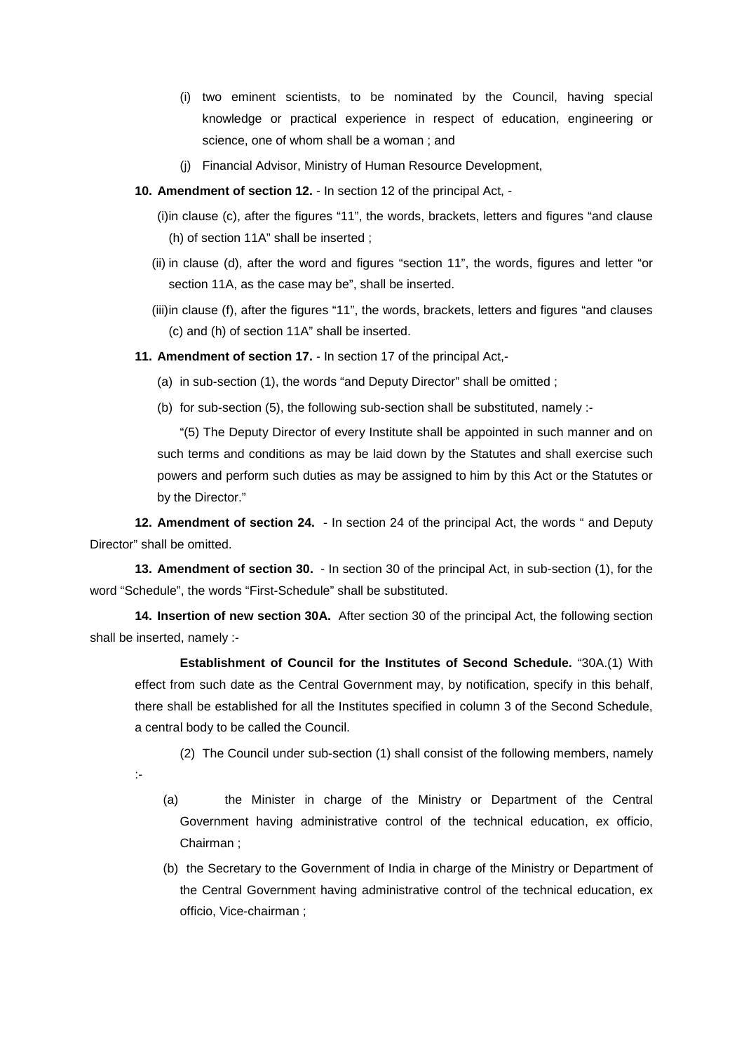(i) two eminent scientists, to be nominated by the Council, having special knowledge or practical experience in respect of education, engineering or science, one of whom shall be a woman ; and

(j) Financial Advisor, Ministry of Human Resource Development,

**10. Amendment of section 12.** - In section 12 of the principal Act, -

(i)in clause (c), after the figures "11", the words, brackets, letters and figures "and clause (h) of section 11A" shall be inserted ;

(ii) in clause (d), after the word and figures "section 11", the words, figures and letter "or section 11A, as the case may be", shall be inserted.

(iii)in clause (f), after the figures "11", the words, brackets, letters and figures "and clauses (c) and (h) of section 11A" shall be inserted.

**11. Amendment of section 17.** - In section 17 of the principal Act,-

(a) in sub-section (1), the words "and Deputy Director" shall be omitted ;

(b) for sub-section (5), the following sub-section shall be substituted, namely :-

"(5) The Deputy Director of every Institute shall be appointed in such manner and on such terms and conditions as may be laid down by the Statutes and shall exercise such powers and perform such duties as may be assigned to him by this Act or the Statutes or by the Director."

**12. Amendment of section 24.** - In section 24 of the principal Act, the words " and Deputy Director" shall be omitted.

**13. Amendment of section 30.** - In section 30 of the principal Act, in sub-section (1), for the word "Schedule", the words "First-Schedule" shall be substituted.

**14. Insertion of new section 30A.** After section 30 of the principal Act, the following section shall be inserted, namely :-

**Establishment of Council for the Institutes of Second Schedule.** "30A.(1) With effect from such date as the Central Government may, by notification, specify in this behalf, there shall be established for all the Institutes specified in column 3 of the Second Schedule, a central body to be called the Council.

(2) The Council under sub-section (1) shall consist of the following members, namely :-

(a) the Minister in charge of the Ministry or Department of the Central Government having administrative control of the technical education, ex officio, Chairman ;

(b) the Secretary to the Government of India in charge of the Ministry or Department of the Central Government having administrative control of the technical education, ex officio, Vice-chairman ;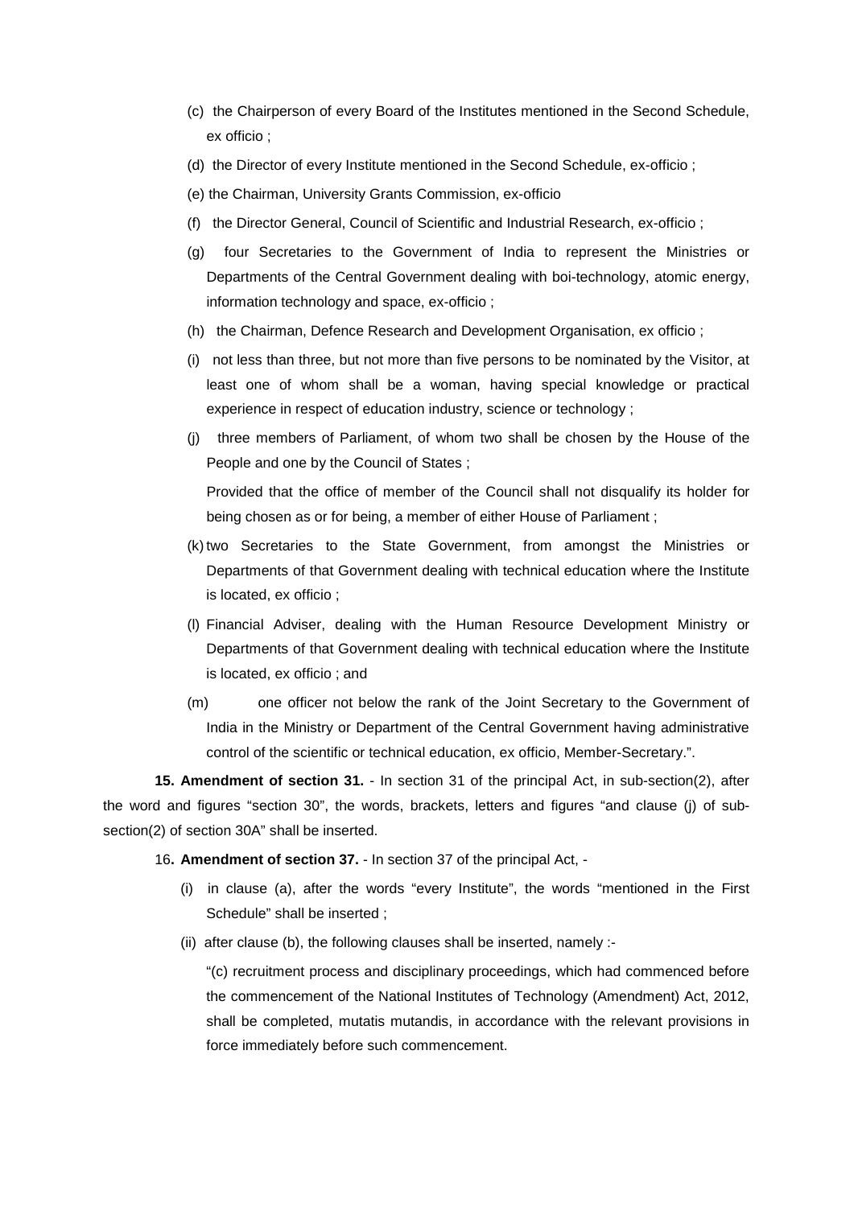(c) the Chairperson of every Board of the Institutes mentioned in the Second Schedule, ex officio ;

(d) the Director of every Institute mentioned in the Second Schedule, ex-officio ;

(e) the Chairman, University Grants Commission, ex-officio

(f) the Director General, Council of Scientific and Industrial Research, ex-officio ;

(g) four Secretaries to the Government of India to represent the Ministries or Departments of the Central Government dealing with boi-technology, atomic energy, information technology and space, ex-officio ;

(h) the Chairman, Defence Research and Development Organisation, ex officio ;

(i) not less than three, but not more than five persons to be nominated by the Visitor, at least one of whom shall be a woman, having special knowledge or practical experience in respect of education industry, science or technology ;

(j) three members of Parliament, of whom two shall be chosen by the House of the People and one by the Council of States ;

Provided that the office of member of the Council shall not disqualify its holder for being chosen as or for being, a member of either House of Parliament ;

(k) two Secretaries to the State Government, from amongst the Ministries or Departments of that Government dealing with technical education where the Institute is located, ex officio ;

(l) Financial Adviser, dealing with the Human Resource Development Ministry or Departments of that Government dealing with technical education where the Institute is located, ex officio ; and

(m) one officer not below the rank of the Joint Secretary to the Government of India in the Ministry or Department of the Central Government having administrative control of the scientific or technical education, ex officio, Member-Secretary.".

**15. Amendment of section 31.** - In section 31 of the principal Act, in sub-section(2), after the word and figures "section 30", the words, brackets, letters and figures "and clause (j) of sub-section(2) of section 30A" shall be inserted.

16**. Amendment of section 37.** - In section 37 of the principal Act, -

(i) in clause (a), after the words "every Institute", the words "mentioned in the First Schedule" shall be inserted ;

(ii) after clause (b), the following clauses shall be inserted, namely :-

"(c) recruitment process and disciplinary proceedings, which had commenced before the commencement of the National Institutes of Technology (Amendment) Act, 2012, shall be completed, mutatis mutandis, in accordance with the relevant provisions in force immediately before such commencement.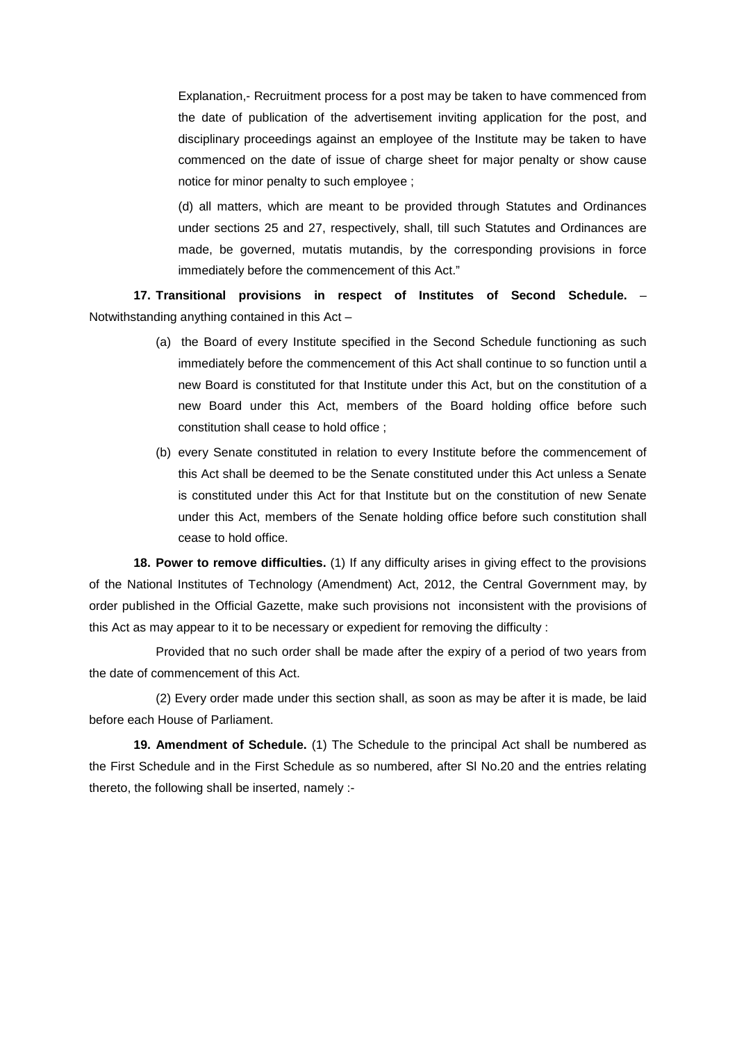Explanation,- Recruitment process for a post may be taken to have commenced from the date of publication of the advertisement inviting application for the post, and disciplinary proceedings against an employee of the Institute may be taken to have commenced on the date of issue of charge sheet for major penalty or show cause notice for minor penalty to such employee ;

(d) all matters, which are meant to be provided through Statutes and Ordinances under sections 25 and 27, respectively, shall, till such Statutes and Ordinances are made, be governed, mutatis mutandis, by the corresponding provisions in force immediately before the commencement of this Act."

**17. Transitional provisions in respect of Institutes of Second Schedule.** – Notwithstanding anything contained in this Act –

(a) the Board of every Institute specified in the Second Schedule functioning as such immediately before the commencement of this Act shall continue to so function until a new Board is constituted for that Institute under this Act, but on the constitution of a new Board under this Act, members of the Board holding office before such constitution shall cease to hold office ;

(b) every Senate constituted in relation to every Institute before the commencement of this Act shall be deemed to be the Senate constituted under this Act unless a Senate is constituted under this Act for that Institute but on the constitution of new Senate under this Act, members of the Senate holding office before such constitution shall cease to hold office.

**18. Power to remove difficulties.** (1) If any difficulty arises in giving effect to the provisions of the National Institutes of Technology (Amendment) Act, 2012, the Central Government may, by order published in the Official Gazette, make such provisions not inconsistent with the provisions of this Act as may appear to it to be necessary or expedient for removing the difficulty :

Provided that no such order shall be made after the expiry of a period of two years from the date of commencement of this Act.

(2) Every order made under this section shall, as soon as may be after it is made, be laid before each House of Parliament.

**19. Amendment of Schedule.** (1) The Schedule to the principal Act shall be numbered as the First Schedule and in the First Schedule as so numbered, after Sl No.20 and the entries relating thereto, the following shall be inserted, namely :-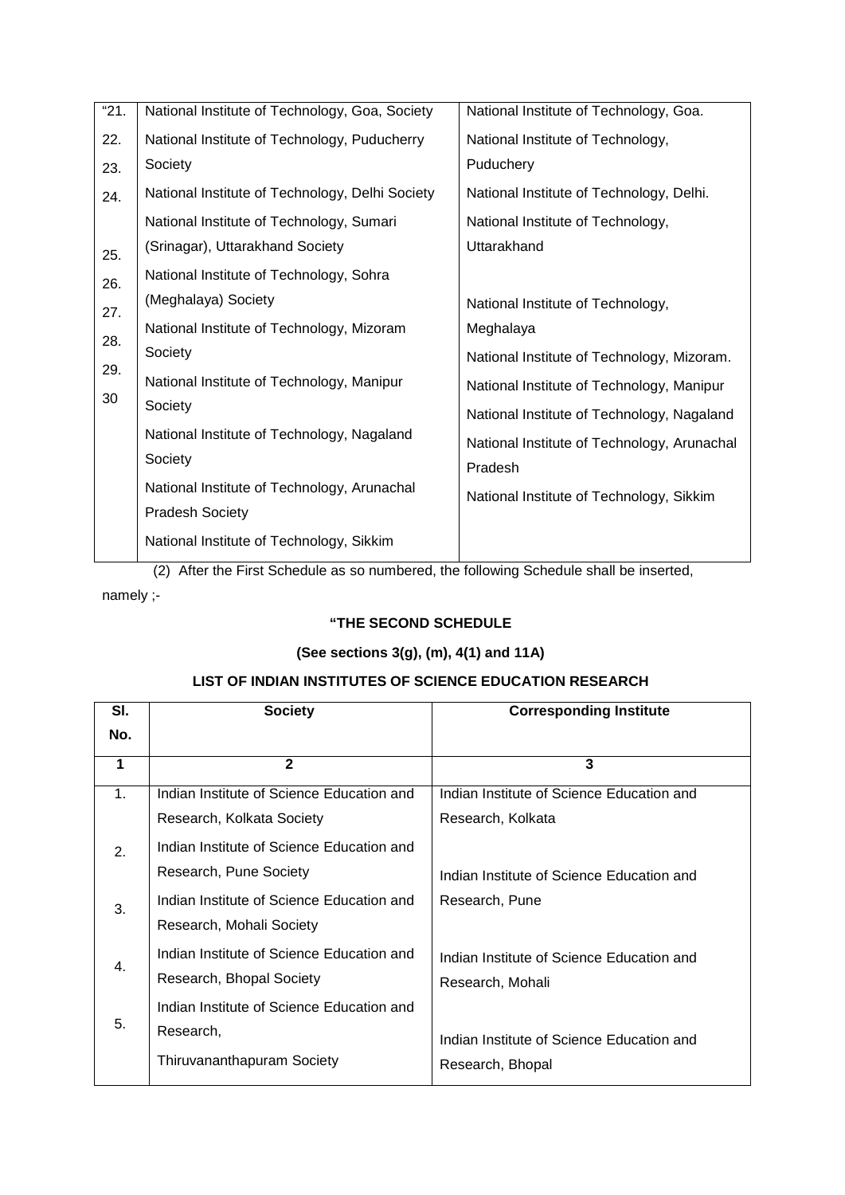| “21. | National Institute of Technology, Goa, Society | National Institute of Technology, Goa. |
|---|---|---|
| 22. | National Institute of Technology, Puducherry Society | National Institute of Technology, Puduchery |
| 23. | National Institute of Technology, Delhi Society | National Institute of Technology, Delhi. |
| 24. | National Institute of Technology, Sumari (Srinagar), Uttarakhand Society | National Institute of Technology, Uttarakhand |
| 25. | National Institute of Technology, Sohra (Meghalaya) Society | National Institute of Technology, Meghalaya |
| 26. | National Institute of Technology, Mizoram Society | National Institute of Technology, Mizoram. |
| 27. | National Institute of Technology, Manipur Society | National Institute of Technology, Manipur |
| 28. | National Institute of Technology, Nagaland Society | National Institute of Technology, Nagaland |
| 29. | National Institute of Technology, Arunachal Pradesh Society | National Institute of Technology, Arunachal Pradesh |
| 30 | National Institute of Technology, Sikkim | National Institute of Technology, Sikkim |

(2) After the First Schedule as so numbered, the following Schedule shall be inserted, namely ;-

**“THE SECOND SCHEDULE**

**(See sections 3(g), (m), 4(1) and 11A)**

**LIST OF INDIAN INSTITUTES OF SCIENCE EDUCATION RESEARCH**

| Sl. No. | Society | Corresponding Institute |
|---|---|---|
| 1 | 2 | 3 |
| 1. | Indian Institute of Science Education and Research, Kolkata Society | Indian Institute of Science Education and Research, Kolkata |
| 2. | Indian Institute of Science Education and Research, Pune Society | Indian Institute of Science Education and Research, Pune |
| 3. | Indian Institute of Science Education and Research, Mohali Society | Indian Institute of Science Education and Research, Mohali |
| 4. | Indian Institute of Science Education and Research, Bhopal Society | Indian Institute of Science Education and Research, Bhopal |
| 5. | Indian Institute of Science Education and Research, Thiruvananthapuram Society | |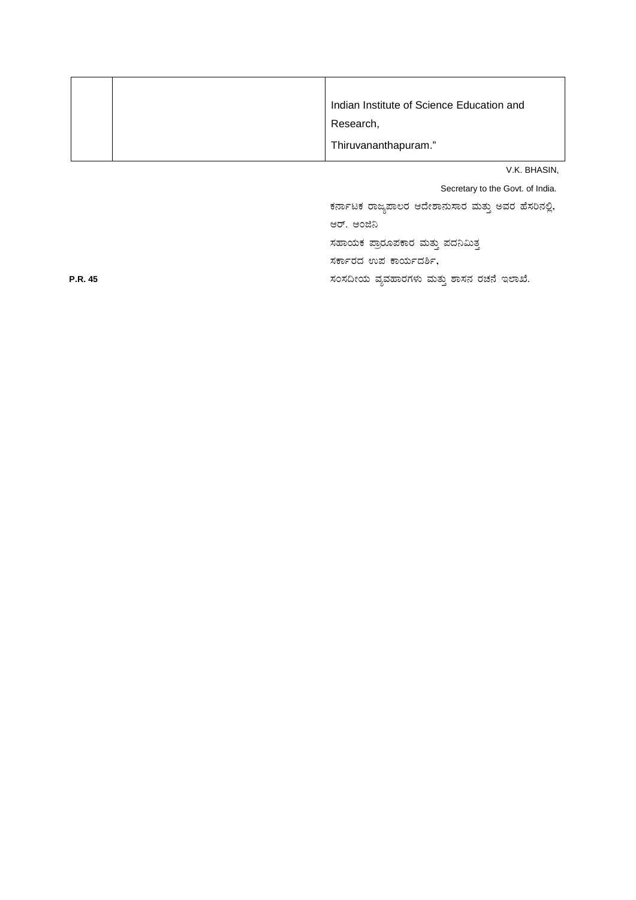| | | |
|---|---|---|
| | | Indian Institute of Science Education and Research,<br>Thiruvananthapuram.” |

V.K. BHASIN,

Secretary to the Govt. of India.

ಕರ್ನಾಟಕ ರಾಜ್ಯಪಾಲರ ಆದೇಶಾನುಸಾರ ಮತ್ತು ಅವರ ಹೆಸರಿನಲ್ಲಿ,

ಆರ್. ಆಂಜಿನಿ

ಸಹಾಯಕ ಪ್ರಾರೂಪಕಾರ ಮತ್ತು ಪದನಿಮಿತ್ತ

ಸರ್ಕಾರದ ಉಪ ಕಾರ್ಯದರ್ಶಿ,

ಸಂಸದೀಯ ವ್ಯವಹಾರಗಳು ಮತ್ತು ಶಾಸನ ರಚನೆ ಇಲಾಖೆ.

**P.R. 45**